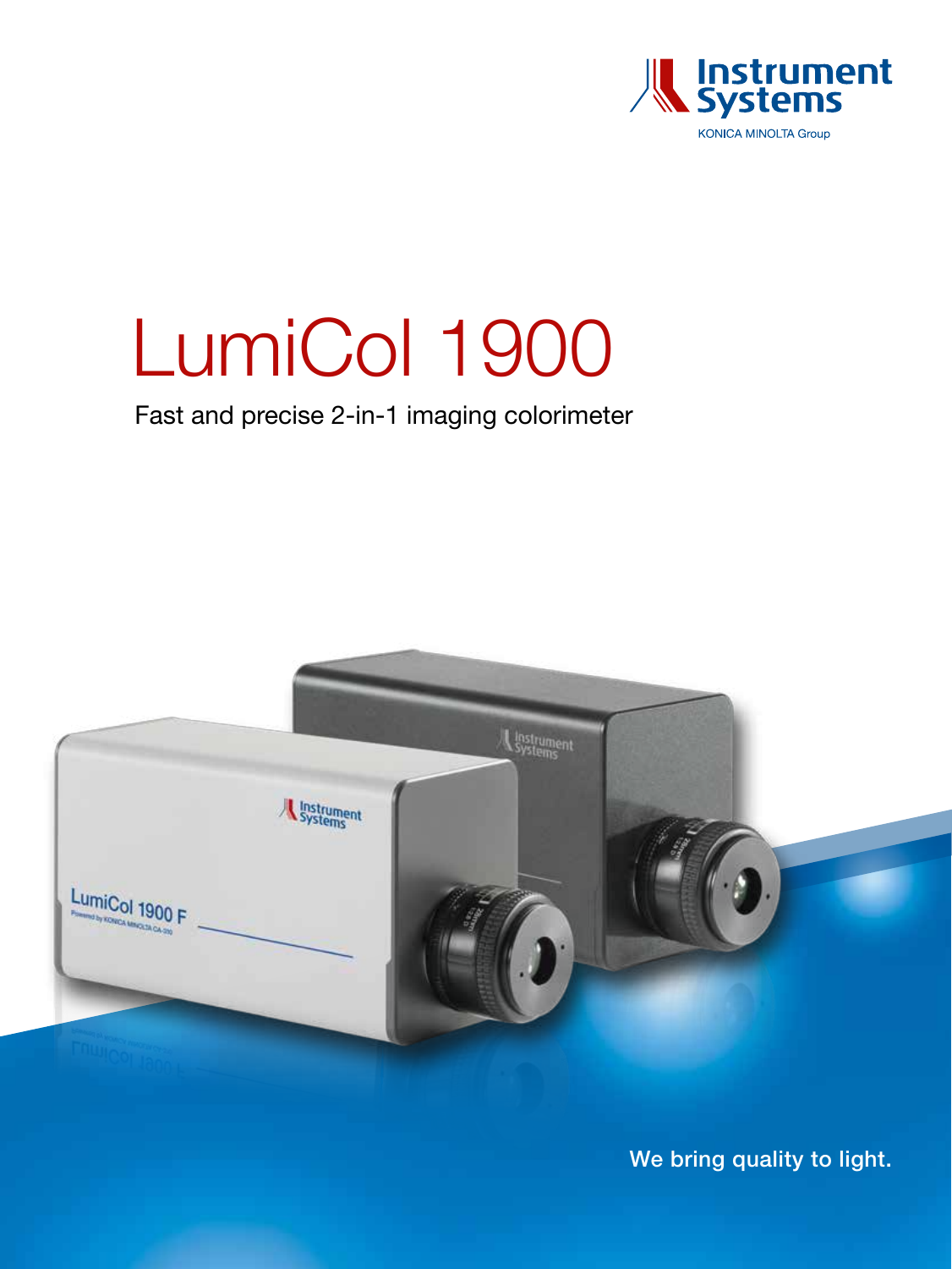Instrument Systems

KONICA MINOLTA Group

# LumiCol 1900

Fast and precise 2-in-1 imaging colorimeter

We bring quality to light.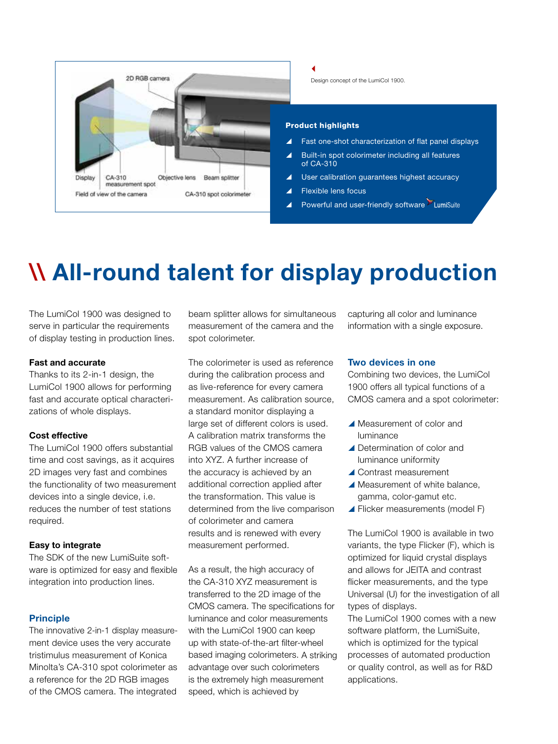Design concept of the LumiCol 1900.

**Product highlights**

- Fast one-shot characterization of flat panel displays
- Built-in spot colorimeter including all features of CA-310
- User calibration guarantees highest accuracy
- Flexible lens focus
- Powerful and user-friendly software LumiSuite

# \\ All-round talent for display production

The LumiCol 1900 was designed to serve in particular the requirements of display testing in production lines.

**Fast and accurate**

Thanks to its 2-in-1 design, the LumiCol 1900 allows for performing fast and accurate optical characterizations of whole displays.

**Cost effective**

The LumiCol 1900 offers substantial time and cost savings, as it acquires 2D images very fast and combines the functionality of two measurement devices into a single device, i.e. reduces the number of test stations required.

**Easy to integrate**

The SDK of the new LumiSuite software is optimized for easy and flexible integration into production lines.

## Principle

The innovative 2-in-1 display measurement device uses the very accurate tristimulus measurement of Konica Minolta's CA-310 spot colorimeter as a reference for the 2D RGB images of the CMOS camera. The integrated beam splitter allows for simultaneous measurement of the camera and the spot colorimeter.

The colorimeter is used as reference during the calibration process and as live-reference for every camera measurement. As calibration source, a standard monitor displaying a large set of different colors is used. A calibration matrix transforms the RGB values of the CMOS camera into XYZ. A further increase of the accuracy is achieved by an additional correction applied after the transformation. This value is determined from the live comparison of colorimeter and camera results and is renewed with every measurement performed.

As a result, the high accuracy of the CA-310 XYZ measurement is transferred to the 2D image of the CMOS camera. The specifications for luminance and color measurements with the LumiCol 1900 can keep up with state-of-the-art filter-wheel based imaging colorimeters. A striking advantage over such colorimeters is the extremely high measurement speed, which is achieved by capturing all color and luminance information with a single exposure.

## Two devices in one

Combining two devices, the LumiCol 1900 offers all typical functions of a CMOS camera and a spot colorimeter:

- Measurement of color and luminance
- Determination of color and luminance uniformity
- Contrast measurement
- Measurement of white balance, gamma, color-gamut etc.
- Flicker measurements (model F)

The LumiCol 1900 is available in two variants, the type Flicker (F), which is optimized for liquid crystal displays and allows for JEITA and contrast flicker measurements, and the type Universal (U) for the investigation of all types of displays.
The LumiCol 1900 comes with a new software platform, the LumiSuite, which is optimized for the typical processes of automated production or quality control, as well as for R&D applications.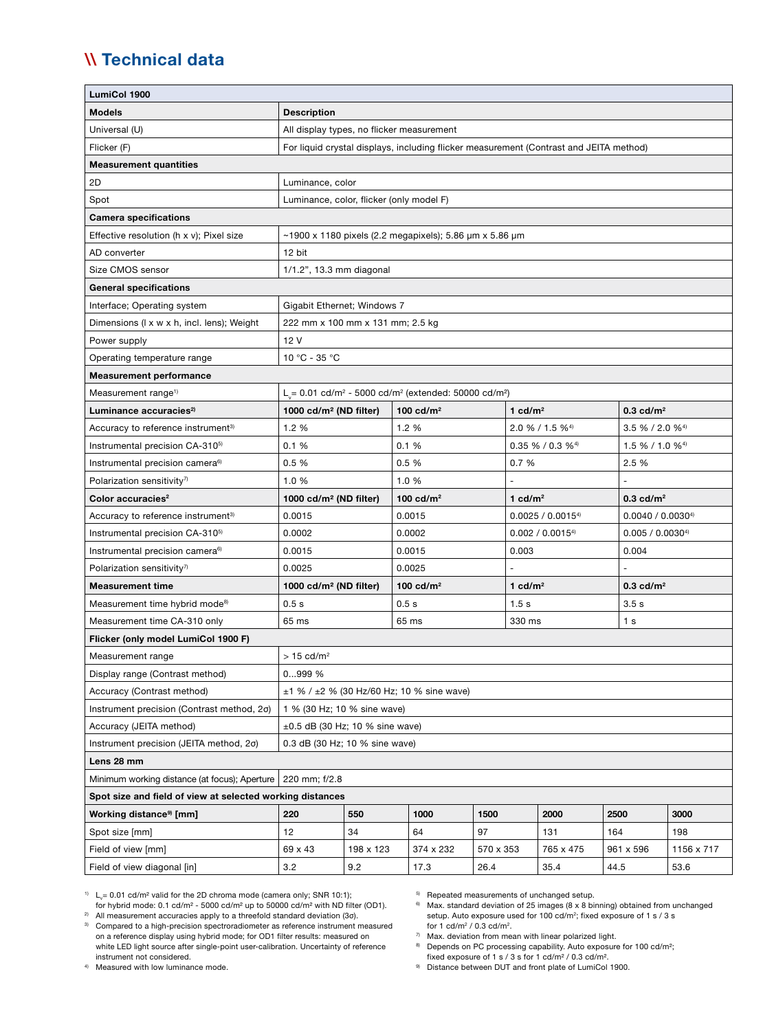## \\ Technical data

| LumiCol 1900 | | | | | | | |
|---|---|---|---|---|---|---|---|
| **Models** | **Description** | | | | | | |
| Universal (U) | All display types, no flicker measurement | | | | | | |
| Flicker (F) | For liquid crystal displays, including flicker measurement (Contrast and JEITA method) | | | | | | |
| **Measurement quantities** | | | | | | | |
| 2D | Luminance, color | | | | | | |
| Spot | Luminance, color, flicker (only model F) | | | | | | |
| **Camera specifications** | | | | | | | |
| Effective resolution (h x v); Pixel size | ~1900 x 1180 pixels (2.2 megapixels); 5.86 µm x 5.86 µm | | | | | | |
| AD converter | 12 bit | | | | | | |
| Size CMOS sensor | 1/1.2", 13.3 mm diagonal | | | | | | |
| **General specifications** | | | | | | | |
| Interface; Operating system | Gigabit Ethernet; Windows 7 | | | | | | |
| Dimensions (l x w x h, incl. lens); Weight | 222 mm x 100 mm x 131 mm; 2.5 kg | | | | | | |
| Power supply | 12 V | | | | | | |
| Operating temperature range | 10 °C - 35 °C | | | | | | |
| **Measurement performance** | | | | | | | |
| Measurement range[1] | $L_v$= 0.01 cd/m² - 5000 cd/m² (extended: 50000 cd/m²) | | | | | | |
| **Luminance accuracies[2]** | **1000 cd/m² (ND filter)** | **100 cd/m²** | **1 cd/m²** | **0.3 cd/m²** | | | |
| Accuracy to reference instrument[3] | 1.2 % | 1.2 % | 2.0 % / 1.5 %[4] | 3.5 % / 2.0 %[4] | | | |
| Instrumental precision CA-310[5] | 0.1 % | 0.1 % | 0.35 % / 0.3 %[4] | 1.5 % / 1.0 %[4] | | | |
| Instrumental precision camera[6] | 0.5 % | 0.5 % | 0.7 % | 2.5 % | | | |
| Polarization sensitivity[7] | 1.0 % | 1.0 % | - | - | | | |
| **Color accuracies[2]** | **1000 cd/m² (ND filter)** | **100 cd/m²** | **1 cd/m²** | **0.3 cd/m²** | | | |
| Accuracy to reference instrument[3] | 0.0015 | 0.0015 | 0.0025 / 0.0015[4] | 0.0040 / 0.0030[4] | | | |
| Instrumental precision CA-310[5] | 0.0002 | 0.0002 | 0.002 / 0.0015[4] | 0.005 / 0.0030[4] | | | |
| Instrumental precision camera[6] | 0.0015 | 0.0015 | 0.003 | 0.004 | | | |
| Polarization sensitivity[7] | 0.0025 | 0.0025 | - | - | | | |
| **Measurement time** | **1000 cd/m² (ND filter)** | **100 cd/m²** | **1 cd/m²** | **0.3 cd/m²** | | | |
| Measurement time hybrid mode[8] | 0.5 s | 0.5 s | 1.5 s | 3.5 s | | | |
| Measurement time CA-310 only | 65 ms | 65 ms | 330 ms | 1 s | | | |
| **Flicker (only model LumiCol 1900 F)** | | | | | | | |
| Measurement range | > 15 cd/m² | | | | | | |
| Display range (Contrast method) | 0...999 % | | | | | | |
| Accuracy (Contrast method) | ±1 % / ±2 % (30 Hz/60 Hz; 10 % sine wave) | | | | | | |
| Instrument precision (Contrast method, 2σ) | 1 % (30 Hz; 10 % sine wave) | | | | | | |
| Accuracy (JEITA method) | ±0.5 dB (30 Hz; 10 % sine wave) | | | | | | |
| Instrument precision (JEITA method, 2σ) | 0.3 dB (30 Hz; 10 % sine wave) | | | | | | |
| **Lens 28 mm** | | | | | | | |
| Minimum working distance (at focus); Aperture | 220 mm; f/2.8 | | | | | | |
| **Spot size and field of view at selected working distances** | | | | | | | |
| **Working distance[9] [mm]** | **220** | **550** | **1000** | **1500** | **2000** | **2500** | **3000** |
| Spot size [mm] | 12 | 34 | 64 | 97 | 131 | 164 | 198 |
| Field of view [mm] | 69 x 43 | 198 x 123 | 374 x 232 | 570 x 353 | 765 x 475 | 961 x 596 | 1156 x 717 |
| Field of view diagonal [in] | 3.2 | 9.2 | 17.3 | 26.4 | 35.4 | 44.5 | 53.6 |

[1] $L_v$= 0.01 cd/m² valid for the 2D chroma mode (camera only; SNR 10:1); for hybrid mode: 0.1 cd/m² - 5000 cd/m² up to 50000 cd/m² with ND filter (OD1).

[2] All measurement accuracies apply to a threefold standard deviation (3σ).

[3] Compared to a high-precision spectroradiometer as reference instrument measured on a reference display using hybrid mode; for OD1 filter results: measured on white LED light source after single-point user-calibration. Uncertainty of reference instrument not considered.

[4] Measured with low luminance mode.

[5] Repeated measurements of unchanged setup.

[6] Max. standard deviation of 25 images (8 x 8 binning) obtained from unchanged setup. Auto exposure used for 100 cd/m²; fixed exposure of 1 s / 3 s for 1 cd/m² / 0.3 cd/m².

[7] Max. deviation from mean with linear polarized light.

[8] Depends on PC processing capability. Auto exposure for 100 cd/m²; fixed exposure of 1 s / 3 s for 1 cd/m² / 0.3 cd/m².

[9] Distance between DUT and front plate of LumiCol 1900.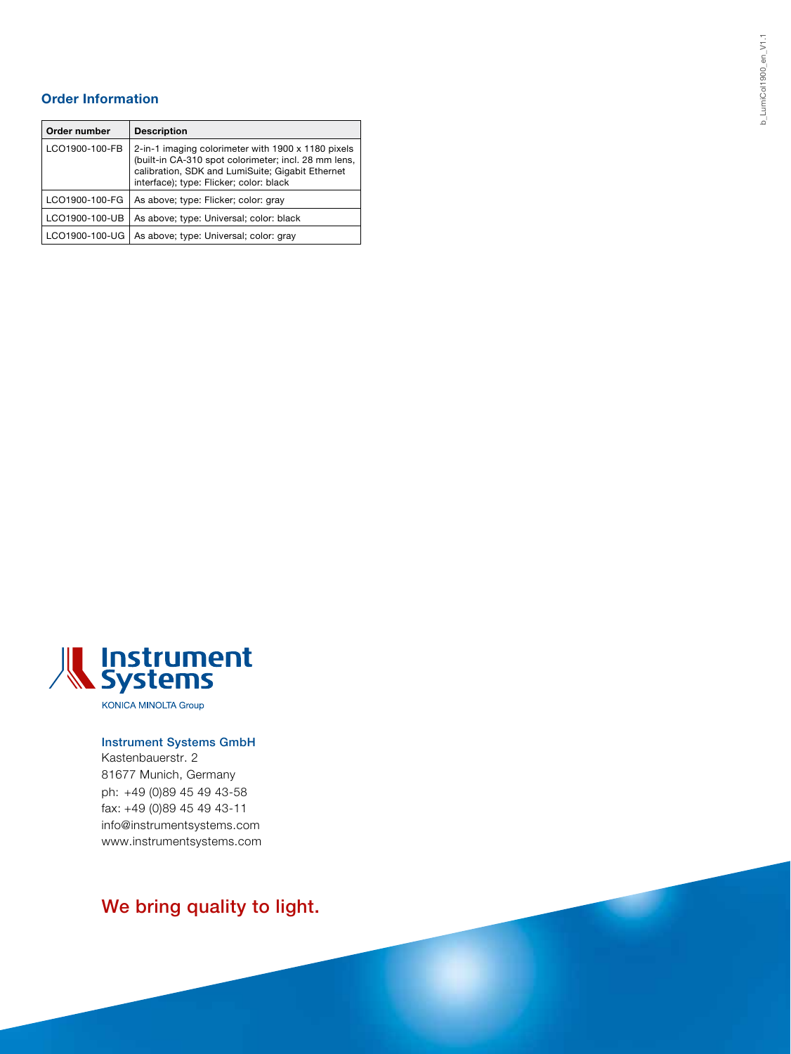## Order Information

| Order number | Description |
| --- | --- |
| LCO1900-100-FB | 2-in-1 imaging colorimeter with 1900 x 1180 pixels (built-in CA-310 spot colorimeter; incl. 28 mm lens, calibration, SDK and LumiSuite; Gigabit Ethernet interface); type: Flicker; color: black |
| LCO1900-100-FG | As above; type: Flicker; color: gray |
| LCO1900-100-UB | As above; type: Universal; color: black |
| LCO1900-100-UG | As above; type: Universal; color: gray |

Instrument Systems

KONICA MINOLTA Group

**Instrument Systems GmbH**
Kastenbauerstr. 2
81677 Munich, Germany
ph: +49 (0)89 45 49 43-58
fax: +49 (0)89 45 49 43-11
info@instrumentsystems.com
www.instrumentsystems.com

We bring quality to light.

b_LumiCol1900_en_V1.1